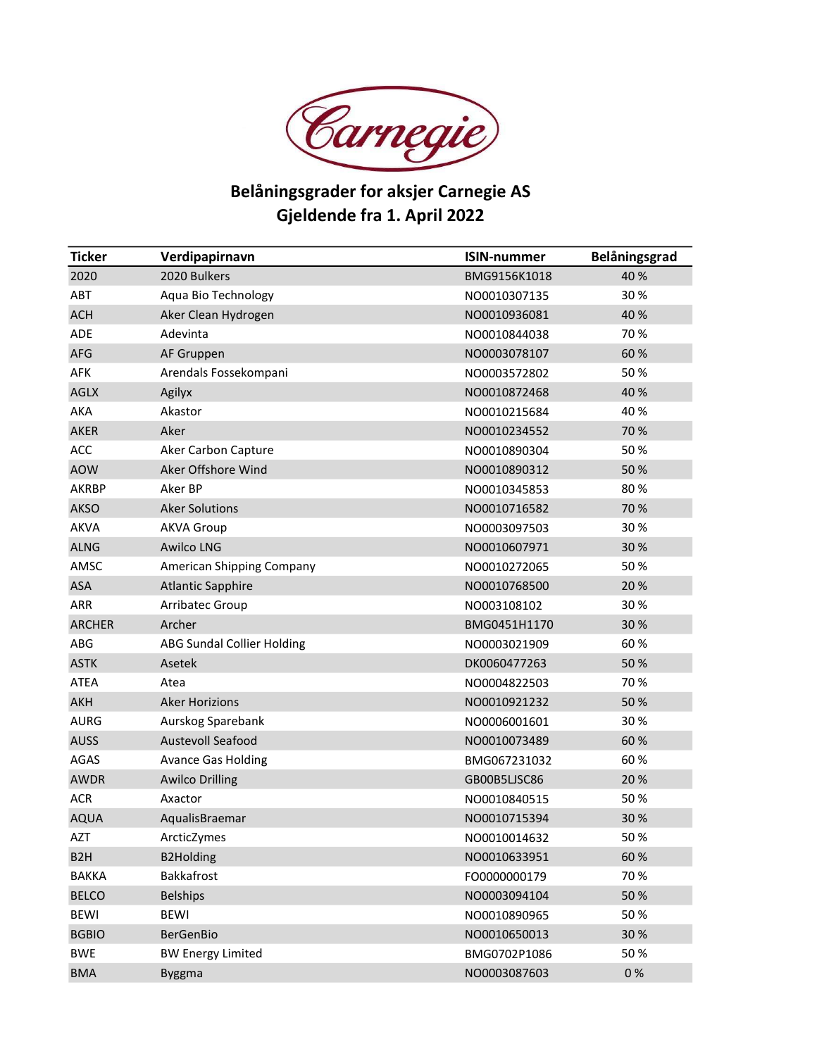# Belåningsgrader for aksjer Carnegie AS
## Gjeldende fra 1. April 2022

| Ticker | Verdipapirnavn | ISIN-nummer | Belåningsgrad |
|---|---|---|---|
| 2020 | 2020 Bulkers | BMG9156K1018 | 40 % |
| ABT | Aqua Bio Technology | NO0010307135 | 30 % |
| ACH | Aker Clean Hydrogen | NO0010936081 | 40 % |
| ADE | Adevinta | NO0010844038 | 70 % |
| AFG | AF Gruppen | NO0003078107 | 60 % |
| AFK | Arendals Fossekompani | NO0003572802 | 50 % |
| AGLX | Agilyx | NO0010872468 | 40 % |
| AKA | Akastor | NO0010215684 | 40 % |
| AKER | Aker | NO0010234552 | 70 % |
| ACC | Aker Carbon Capture | NO0010890304 | 50 % |
| AOW | Aker Offshore Wind | NO0010890312 | 50 % |
| AKRBP | Aker BP | NO0010345853 | 80 % |
| AKSO | Aker Solutions | NO0010716582 | 70 % |
| AKVA | AKVA Group | NO0003097503 | 30 % |
| ALNG | Awilco LNG | NO0010607971 | 30 % |
| AMSC | American Shipping Company | NO0010272065 | 50 % |
| ASA | Atlantic Sapphire | NO0010768500 | 20 % |
| ARR | Arribatec Group | NO003108102 | 30 % |
| ARCHER | Archer | BMG0451H1170 | 30 % |
| ABG | ABG Sundal Collier Holding | NO0003021909 | 60 % |
| ASTK | Asetek | DK0060477263 | 50 % |
| ATEA | Atea | NO0004822503 | 70 % |
| AKH | Aker Horizions | NO0010921232 | 50 % |
| AURG | Aurskog Sparebank | NO0006001601 | 30 % |
| AUSS | Austevoll Seafood | NO0010073489 | 60 % |
| AGAS | Avance Gas Holding | BMG067231032 | 60 % |
| AWDR | Awilco Drilling | GB00B5LJSC86 | 20 % |
| ACR | Axactor | NO0010840515 | 50 % |
| AQUA | AqualisBraemar | NO0010715394 | 30 % |
| AZT | ArcticZymes | NO0010014632 | 50 % |
| B2H | B2Holding | NO0010633951 | 60 % |
| BAKKA | Bakkafrost | FO0000000179 | 70 % |
| BELCO | Belships | NO0003094104 | 50 % |
| BEWI | BEWI | NO0010890965 | 50 % |
| BGBIO | BerGenBio | NO0010650013 | 30 % |
| BWE | BW Energy Limited | BMG0702P1086 | 50 % |
| BMA | Byggma | NO0003087603 | 0 % |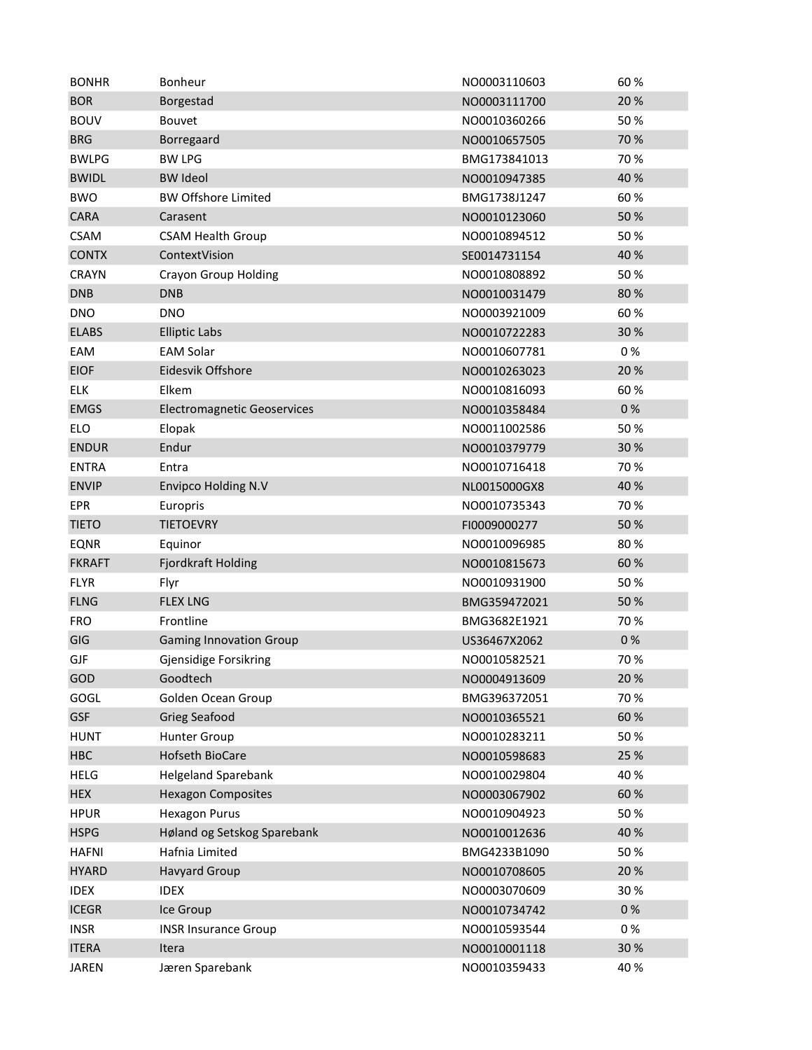| BONHR | Bonheur | NO0003110603 | 60 % |
|---|---|---|---|
| BOR | Borgestad | NO0003111700 | 20 % |
| BOUV | Bouvet | NO0010360266 | 50 % |
| BRG | Borregaard | NO0010657505 | 70 % |
| BWLPG | BW LPG | BMG173841013 | 70 % |
| BWIDL | BW Ideol | NO0010947385 | 40 % |
| BWO | BW Offshore Limited | BMG1738J1247 | 60 % |
| CARA | Carasent | NO0010123060 | 50 % |
| CSAM | CSAM Health Group | NO0010894512 | 50 % |
| CONTX | ContextVision | SE0014731154 | 40 % |
| CRAYN | Crayon Group Holding | NO0010808892 | 50 % |
| DNB | DNB | NO0010031479 | 80 % |
| DNO | DNO | NO0003921009 | 60 % |
| ELABS | Elliptic Labs | NO0010722283 | 30 % |
| EAM | EAM Solar | NO0010607781 | 0 % |
| EIOF | Eidesvik Offshore | NO0010263023 | 20 % |
| ELK | Elkem | NO0010816093 | 60 % |
| EMGS | Electromagnetic Geoservices | NO0010358484 | 0 % |
| ELO | Elopak | NO0011002586 | 50 % |
| ENDUR | Endur | NO0010379779 | 30 % |
| ENTRA | Entra | NO0010716418 | 70 % |
| ENVIP | Envipco Holding N.V | NL0015000GX8 | 40 % |
| EPR | Europris | NO0010735343 | 70 % |
| TIETO | TIETOEVRY | FI0009000277 | 50 % |
| EQNR | Equinor | NO0010096985 | 80 % |
| FKRAFT | Fjordkraft Holding | NO0010815673 | 60 % |
| FLYR | Flyr | NO0010931900 | 50 % |
| FLNG | FLEX LNG | BMG359472021 | 50 % |
| FRO | Frontline | BMG3682E1921 | 70 % |
| GIG | Gaming Innovation Group | US36467X2062 | 0 % |
| GJF | Gjensidige Forsikring | NO0010582521 | 70 % |
| GOD | Goodtech | NO0004913609 | 20 % |
| GOGL | Golden Ocean Group | BMG396372051 | 70 % |
| GSF | Grieg Seafood | NO0010365521 | 60 % |
| HUNT | Hunter Group | NO0010283211 | 50 % |
| HBC | Hofseth BioCare | NO0010598683 | 25 % |
| HELG | Helgeland Sparebank | NO0010029804 | 40 % |
| HEX | Hexagon Composites | NO0003067902 | 60 % |
| HPUR | Hexagon Purus | NO0010904923 | 50 % |
| HSPG | Høland og Setskog Sparebank | NO0010012636 | 40 % |
| HAFNI | Hafnia Limited | BMG4233B1090 | 50 % |
| HYARD | Havyard Group | NO0010708605 | 20 % |
| IDEX | IDEX | NO0003070609 | 30 % |
| ICEGR | Ice Group | NO0010734742 | 0 % |
| INSR | INSR Insurance Group | NO0010593544 | 0 % |
| ITERA | Itera | NO0010001118 | 30 % |
| JAREN | Jæren Sparebank | NO0010359433 | 40 % |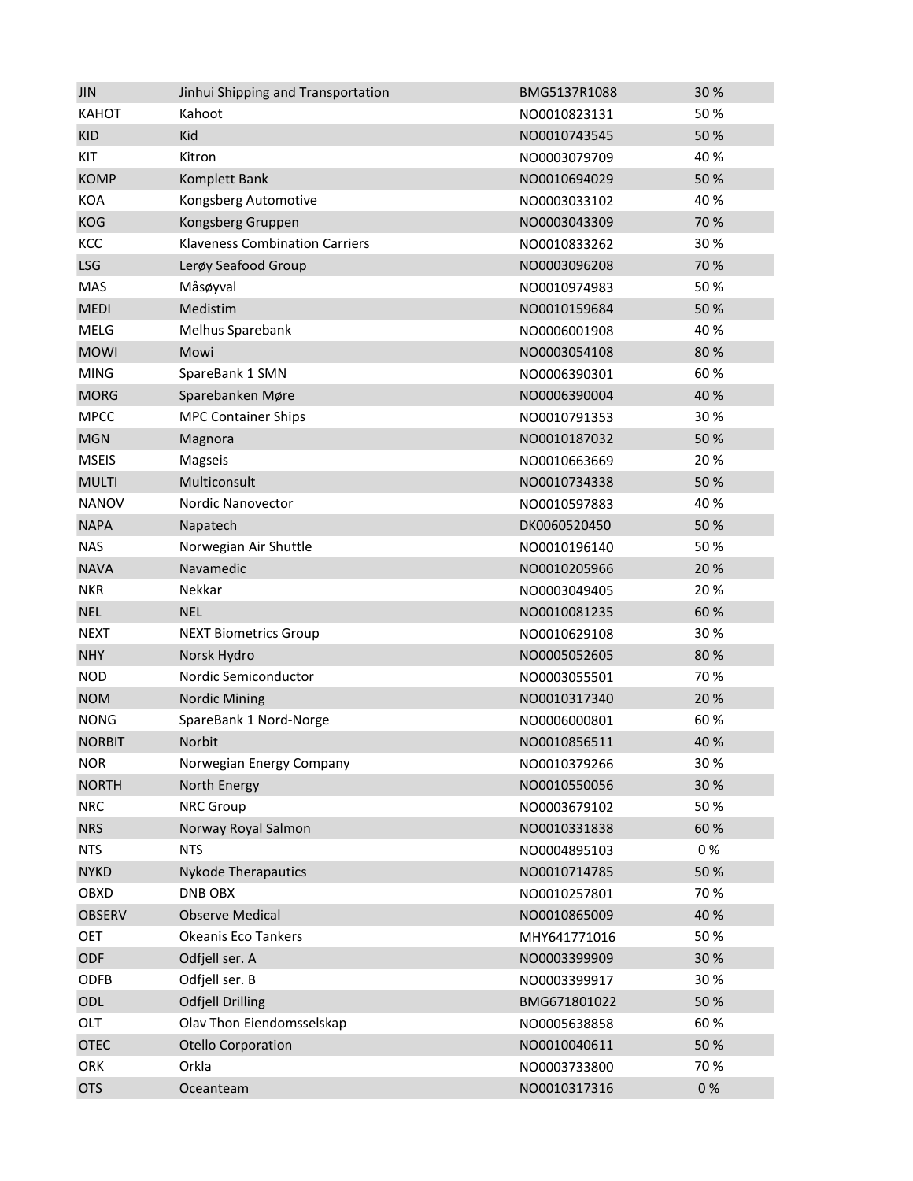| | | | |
|---|---|---|---|
| JIN | Jinhui Shipping and Transportation | BMG5137R1088 | 30 % |
| KAHOT | Kahoot | NO0010823131 | 50 % |
| KID | Kid | NO0010743545 | 50 % |
| KIT | Kitron | NO0003079709 | 40 % |
| KOMP | Komplett Bank | NO0010694029 | 50 % |
| KOA | Kongsberg Automotive | NO0003033102 | 40 % |
| KOG | Kongsberg Gruppen | NO0003043309 | 70 % |
| KCC | Klaveness Combination Carriers | NO0010833262 | 30 % |
| LSG | Lerøy Seafood Group | NO0003096208 | 70 % |
| MAS | Måsøyval | NO0010974983 | 50 % |
| MEDI | Medistim | NO0010159684 | 50 % |
| MELG | Melhus Sparebank | NO0006001908 | 40 % |
| MOWI | Mowi | NO0003054108 | 80 % |
| MING | SpareBank 1 SMN | NO0006390301 | 60 % |
| MORG | Sparebanken Møre | NO0006390004 | 40 % |
| MPCC | MPC Container Ships | NO0010791353 | 30 % |
| MGN | Magnora | NO0010187032 | 50 % |
| MSEIS | Magseis | NO0010663669 | 20 % |
| MULTI | Multiconsult | NO0010734338 | 50 % |
| NANOV | Nordic Nanovector | NO0010597883 | 40 % |
| NAPA | Napatech | DK0060520450 | 50 % |
| NAS | Norwegian Air Shuttle | NO0010196140 | 50 % |
| NAVA | Navamedic | NO0010205966 | 20 % |
| NKR | Nekkar | NO0003049405 | 20 % |
| NEL | NEL | NO0010081235 | 60 % |
| NEXT | NEXT Biometrics Group | NO0010629108 | 30 % |
| NHY | Norsk Hydro | NO0005052605 | 80 % |
| NOD | Nordic Semiconductor | NO0003055501 | 70 % |
| NOM | Nordic Mining | NO0010317340 | 20 % |
| NONG | SpareBank 1 Nord-Norge | NO0006000801 | 60 % |
| NORBIT | Norbit | NO0010856511 | 40 % |
| NOR | Norwegian Energy Company | NO0010379266 | 30 % |
| NORTH | North Energy | NO0010550056 | 30 % |
| NRC | NRC Group | NO0003679102 | 50 % |
| NRS | Norway Royal Salmon | NO0010331838 | 60 % |
| NTS | NTS | NO0004895103 | 0 % |
| NYKD | Nykode Therapautics | NO0010714785 | 50 % |
| OBXD | DNB OBX | NO0010257801 | 70 % |
| OBSERV | Observe Medical | NO0010865009 | 40 % |
| OET | Okeanis Eco Tankers | MHY641771016 | 50 % |
| ODF | Odfjell ser. A | NO0003399909 | 30 % |
| ODFB | Odfjell ser. B | NO0003399917 | 30 % |
| ODL | Odfjell Drilling | BMG671801022 | 50 % |
| OLT | Olav Thon Eiendomsselskap | NO0005638858 | 60 % |
| OTEC | Otello Corporation | NO0010040611 | 50 % |
| ORK | Orkla | NO0003733800 | 70 % |
| OTS | Oceanteam | NO0010317316 | 0 % |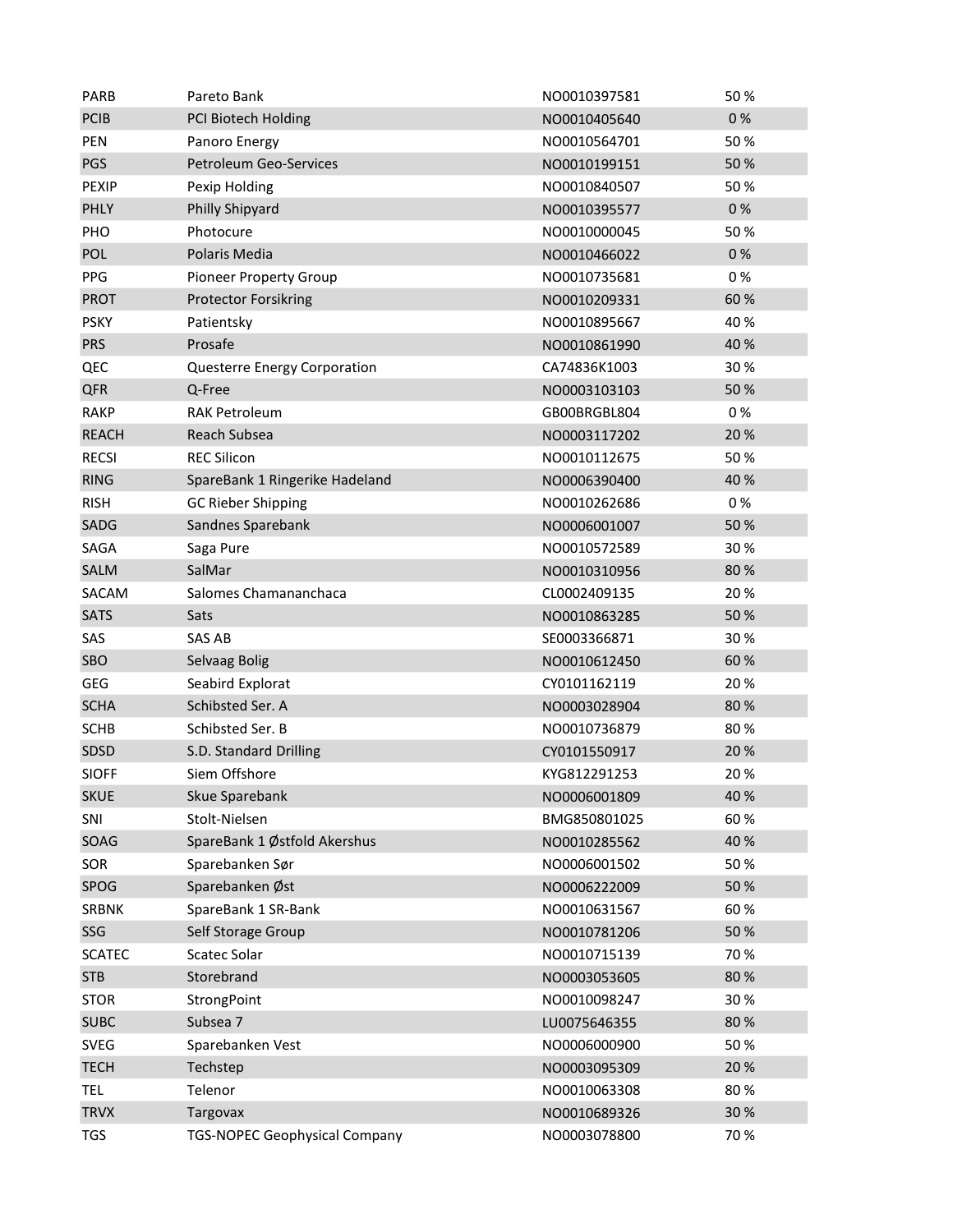| | | | |
|---|---|---|---|
| PARB | Pareto Bank | NO0010397581 | 50 % |
| PCIB | PCI Biotech Holding | NO0010405640 | 0 % |
| PEN | Panoro Energy | NO0010564701 | 50 % |
| PGS | Petroleum Geo-Services | NO0010199151 | 50 % |
| PEXIP | Pexip Holding | NO0010840507 | 50 % |
| PHLY | Philly Shipyard | NO0010395577 | 0 % |
| PHO | Photocure | NO0010000045 | 50 % |
| POL | Polaris Media | NO0010466022 | 0 % |
| PPG | Pioneer Property Group | NO0010735681 | 0 % |
| PROT | Protector Forsikring | NO0010209331 | 60 % |
| PSKY | Patientsky | NO0010895667 | 40 % |
| PRS | Prosafe | NO0010861990 | 40 % |
| QEC | Questerre Energy Corporation | CA74836K1003 | 30 % |
| QFR | Q-Free | NO0003103103 | 50 % |
| RAKP | RAK Petroleum | GB00BRGBL804 | 0 % |
| REACH | Reach Subsea | NO0003117202 | 20 % |
| RECSI | REC Silicon | NO0010112675 | 50 % |
| RING | SpareBank 1 Ringerike Hadeland | NO0006390400 | 40 % |
| RISH | GC Rieber Shipping | NO0010262686 | 0 % |
| SADG | Sandnes Sparebank | NO0006001007 | 50 % |
| SAGA | Saga Pure | NO0010572589 | 30 % |
| SALM | SalMar | NO0010310956 | 80 % |
| SACAM | Salomes Chamananchaca | CL0002409135 | 20 % |
| SATS | Sats | NO0010863285 | 50 % |
| SAS | SAS AB | SE0003366871 | 30 % |
| SBO | Selvaag Bolig | NO0010612450 | 60 % |
| GEG | Seabird Explorat | CY0101162119 | 20 % |
| SCHA | Schibsted Ser. A | NO0003028904 | 80 % |
| SCHB | Schibsted Ser. B | NO0010736879 | 80 % |
| SDSD | S.D. Standard Drilling | CY0101550917 | 20 % |
| SIOFF | Siem Offshore | KYG812291253 | 20 % |
| SKUE | Skue Sparebank | NO0006001809 | 40 % |
| SNI | Stolt-Nielsen | BMG850801025 | 60 % |
| SOAG | SpareBank 1 Østfold Akershus | NO0010285562 | 40 % |
| SOR | Sparebanken Sør | NO0006001502 | 50 % |
| SPOG | Sparebanken Øst | NO0006222009 | 50 % |
| SRBNK | SpareBank 1 SR-Bank | NO0010631567 | 60 % |
| SSG | Self Storage Group | NO0010781206 | 50 % |
| SCATEC | Scatec Solar | NO0010715139 | 70 % |
| STB | Storebrand | NO0003053605 | 80 % |
| STOR | StrongPoint | NO0010098247 | 30 % |
| SUBC | Subsea 7 | LU0075646355 | 80 % |
| SVEG | Sparebanken Vest | NO0006000900 | 50 % |
| TECH | Techstep | NO0003095309 | 20 % |
| TEL | Telenor | NO0010063308 | 80 % |
| TRVX | Targovax | NO0010689326 | 30 % |
| TGS | TGS-NOPEC Geophysical Company | NO0003078800 | 70 % |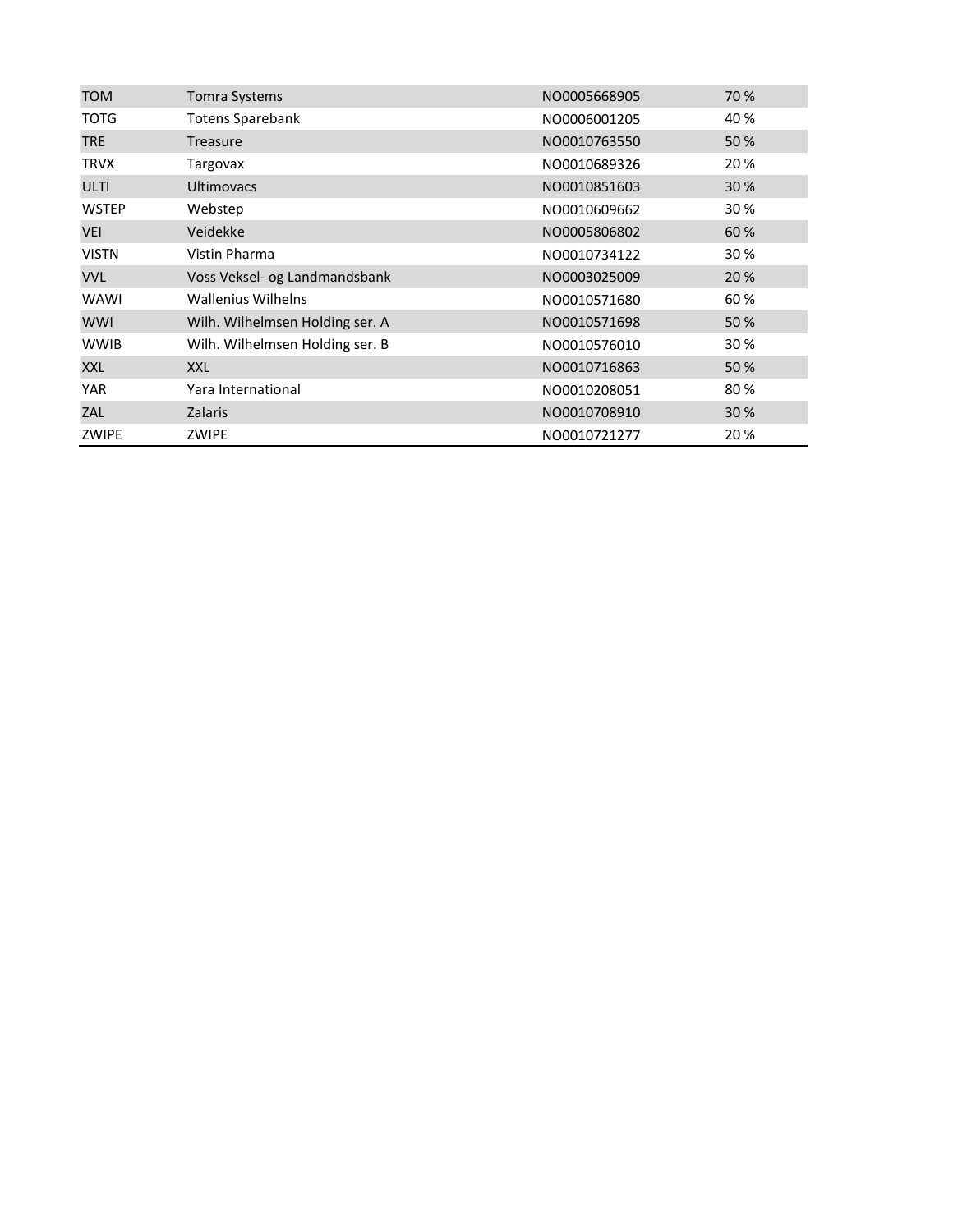| | | | |
|---|---|---|---|
| TOM | Tomra Systems | NO0005668905 | 70 % |
| TOTG | Totens Sparebank | NO0006001205 | 40 % |
| TRE | Treasure | NO0010763550 | 50 % |
| TRVX | Targovax | NO0010689326 | 20 % |
| ULTI | Ultimovacs | NO0010851603 | 30 % |
| WSTEP | Webstep | NO0010609662 | 30 % |
| VEI | Veidekke | NO0005806802 | 60 % |
| VISTN | Vistin Pharma | NO0010734122 | 30 % |
| VVL | Voss Veksel- og Landmandsbank | NO0003025009 | 20 % |
| WAWI | Wallenius Wilhelns | NO0010571680 | 60 % |
| WWI | Wilh. Wilhelmsen Holding ser. A | NO0010571698 | 50 % |
| WWIB | Wilh. Wilhelmsen Holding ser. B | NO0010576010 | 30 % |
| XXL | XXL | NO0010716863 | 50 % |
| YAR | Yara International | NO0010208051 | 80 % |
| ZAL | Zalaris | NO0010708910 | 30 % |
| ZWIPE | ZWIPE | NO0010721277 | 20 % |